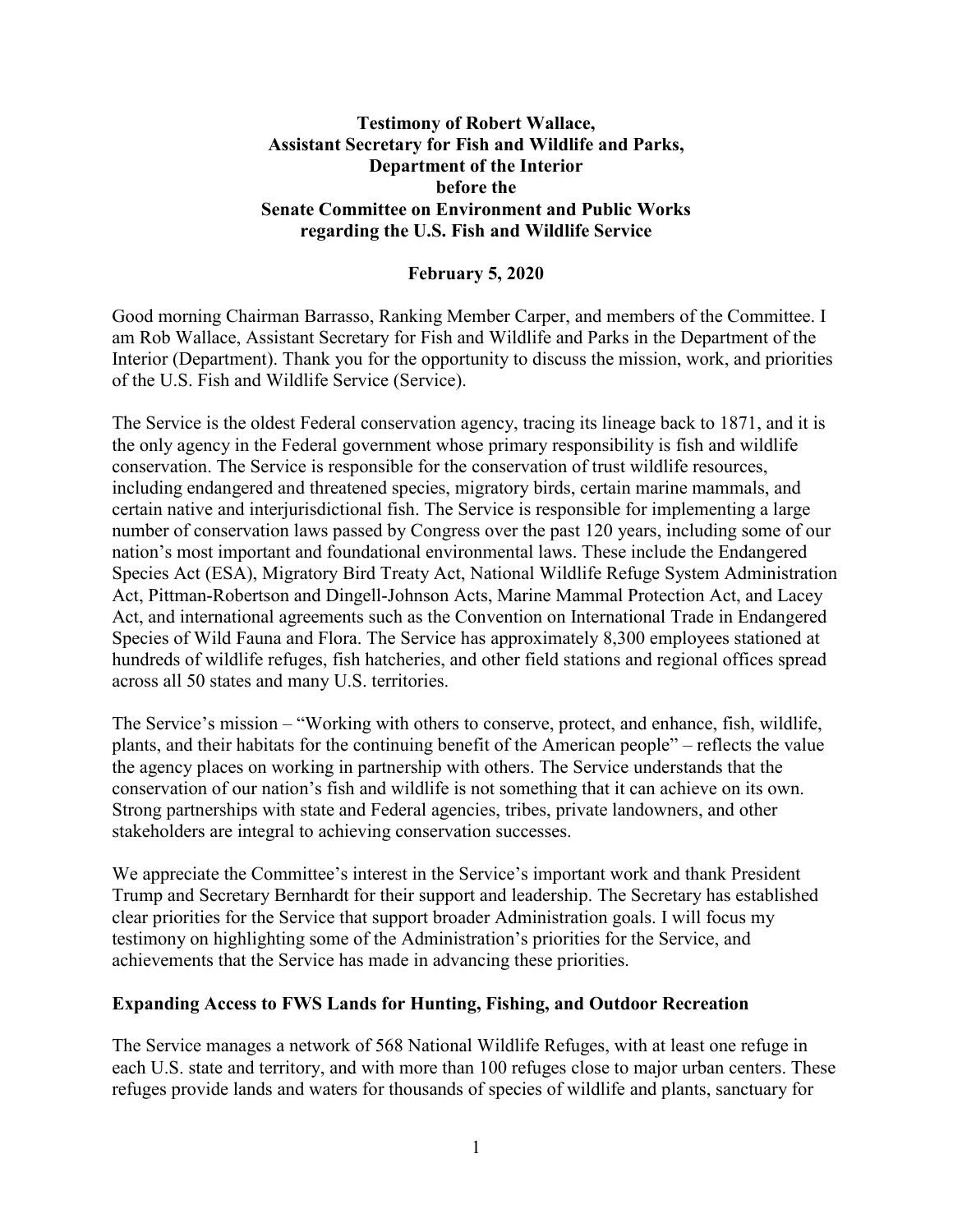**Testimony of Robert Wallace,**
**Assistant Secretary for Fish and Wildlife and Parks,**
**Department of the Interior**
**before the**
**Senate Committee on Environment and Public Works**
**regarding the U.S. Fish and Wildlife Service**

**February 5, 2020**

Good morning Chairman Barrasso, Ranking Member Carper, and members of the Committee. I am Rob Wallace, Assistant Secretary for Fish and Wildlife and Parks in the Department of the Interior (Department). Thank you for the opportunity to discuss the mission, work, and priorities of the U.S. Fish and Wildlife Service (Service).

The Service is the oldest Federal conservation agency, tracing its lineage back to 1871, and it is the only agency in the Federal government whose primary responsibility is fish and wildlife conservation. The Service is responsible for the conservation of trust wildlife resources, including endangered and threatened species, migratory birds, certain marine mammals, and certain native and interjurisdictional fish. The Service is responsible for implementing a large number of conservation laws passed by Congress over the past 120 years, including some of our nation's most important and foundational environmental laws. These include the Endangered Species Act (ESA), Migratory Bird Treaty Act, National Wildlife Refuge System Administration Act, Pittman-Robertson and Dingell-Johnson Acts, Marine Mammal Protection Act, and Lacey Act, and international agreements such as the Convention on International Trade in Endangered Species of Wild Fauna and Flora. The Service has approximately 8,300 employees stationed at hundreds of wildlife refuges, fish hatcheries, and other field stations and regional offices spread across all 50 states and many U.S. territories.

The Service's mission – "Working with others to conserve, protect, and enhance, fish, wildlife, plants, and their habitats for the continuing benefit of the American people" – reflects the value the agency places on working in partnership with others. The Service understands that the conservation of our nation's fish and wildlife is not something that it can achieve on its own. Strong partnerships with state and Federal agencies, tribes, private landowners, and other stakeholders are integral to achieving conservation successes.

We appreciate the Committee's interest in the Service's important work and thank President Trump and Secretary Bernhardt for their support and leadership. The Secretary has established clear priorities for the Service that support broader Administration goals. I will focus my testimony on highlighting some of the Administration's priorities for the Service, and achievements that the Service has made in advancing these priorities.

## Expanding Access to FWS Lands for Hunting, Fishing, and Outdoor Recreation

The Service manages a network of 568 National Wildlife Refuges, with at least one refuge in each U.S. state and territory, and with more than 100 refuges close to major urban centers. These refuges provide lands and waters for thousands of species of wildlife and plants, sanctuary for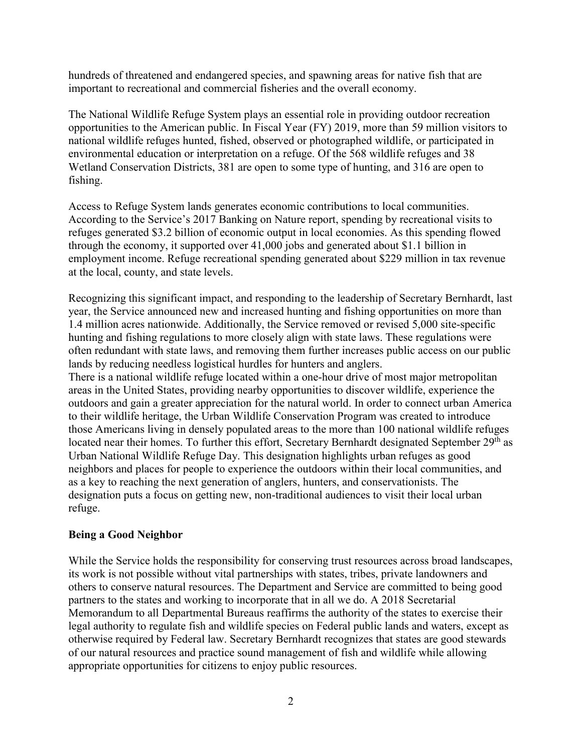hundreds of threatened and endangered species, and spawning areas for native fish that are important to recreational and commercial fisheries and the overall economy.

The National Wildlife Refuge System plays an essential role in providing outdoor recreation opportunities to the American public. In Fiscal Year (FY) 2019, more than 59 million visitors to national wildlife refuges hunted, fished, observed or photographed wildlife, or participated in environmental education or interpretation on a refuge. Of the 568 wildlife refuges and 38 Wetland Conservation Districts, 381 are open to some type of hunting, and 316 are open to fishing.

Access to Refuge System lands generates economic contributions to local communities. According to the Service's 2017 Banking on Nature report, spending by recreational visits to refuges generated $3.2 billion of economic output in local economies. As this spending flowed through the economy, it supported over 41,000 jobs and generated about $1.1 billion in employment income. Refuge recreational spending generated about $229 million in tax revenue at the local, county, and state levels.

Recognizing this significant impact, and responding to the leadership of Secretary Bernhardt, last year, the Service announced new and increased hunting and fishing opportunities on more than 1.4 million acres nationwide. Additionally, the Service removed or revised 5,000 site-specific hunting and fishing regulations to more closely align with state laws. These regulations were often redundant with state laws, and removing them further increases public access on our public lands by reducing needless logistical hurdles for hunters and anglers.

There is a national wildlife refuge located within a one-hour drive of most major metropolitan areas in the United States, providing nearby opportunities to discover wildlife, experience the outdoors and gain a greater appreciation for the natural world. In order to connect urban America to their wildlife heritage, the Urban Wildlife Conservation Program was created to introduce those Americans living in densely populated areas to the more than 100 national wildlife refuges located near their homes. To further this effort, Secretary Bernhardt designated September 29th as Urban National Wildlife Refuge Day. This designation highlights urban refuges as good neighbors and places for people to experience the outdoors within their local communities, and as a key to reaching the next generation of anglers, hunters, and conservationists. The designation puts a focus on getting new, non-traditional audiences to visit their local urban refuge.

**Being a Good Neighbor**

While the Service holds the responsibility for conserving trust resources across broad landscapes, its work is not possible without vital partnerships with states, tribes, private landowners and others to conserve natural resources. The Department and Service are committed to being good partners to the states and working to incorporate that in all we do. A 2018 Secretarial Memorandum to all Departmental Bureaus reaffirms the authority of the states to exercise their legal authority to regulate fish and wildlife species on Federal public lands and waters, except as otherwise required by Federal law. Secretary Bernhardt recognizes that states are good stewards of our natural resources and practice sound management of fish and wildlife while allowing appropriate opportunities for citizens to enjoy public resources.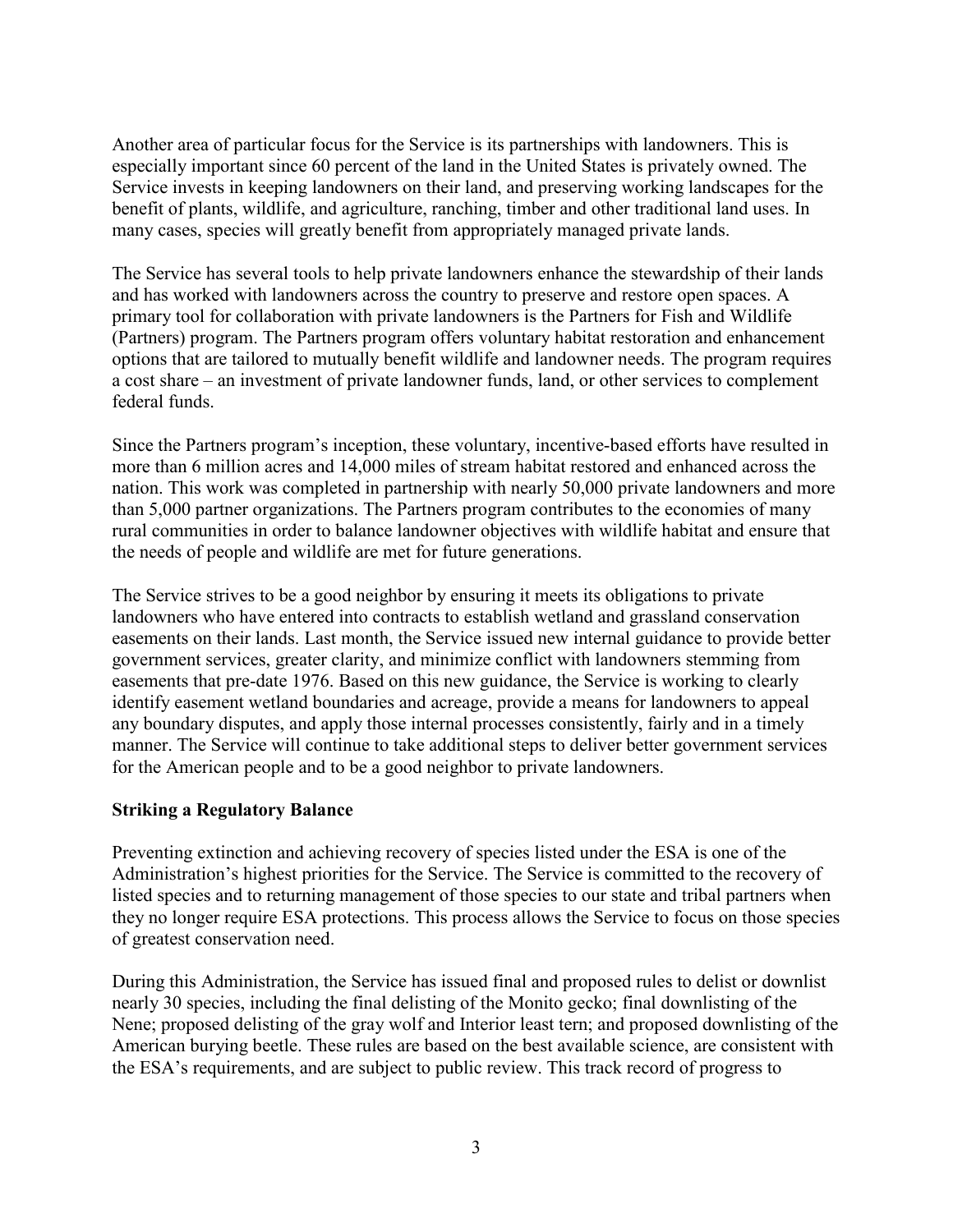Another area of particular focus for the Service is its partnerships with landowners. This is especially important since 60 percent of the land in the United States is privately owned. The Service invests in keeping landowners on their land, and preserving working landscapes for the benefit of plants, wildlife, and agriculture, ranching, timber and other traditional land uses. In many cases, species will greatly benefit from appropriately managed private lands.

The Service has several tools to help private landowners enhance the stewardship of their lands and has worked with landowners across the country to preserve and restore open spaces. A primary tool for collaboration with private landowners is the Partners for Fish and Wildlife (Partners) program. The Partners program offers voluntary habitat restoration and enhancement options that are tailored to mutually benefit wildlife and landowner needs. The program requires a cost share – an investment of private landowner funds, land, or other services to complement federal funds.

Since the Partners program's inception, these voluntary, incentive-based efforts have resulted in more than 6 million acres and 14,000 miles of stream habitat restored and enhanced across the nation. This work was completed in partnership with nearly 50,000 private landowners and more than 5,000 partner organizations. The Partners program contributes to the economies of many rural communities in order to balance landowner objectives with wildlife habitat and ensure that the needs of people and wildlife are met for future generations.

The Service strives to be a good neighbor by ensuring it meets its obligations to private landowners who have entered into contracts to establish wetland and grassland conservation easements on their lands. Last month, the Service issued new internal guidance to provide better government services, greater clarity, and minimize conflict with landowners stemming from easements that pre-date 1976. Based on this new guidance, the Service is working to clearly identify easement wetland boundaries and acreage, provide a means for landowners to appeal any boundary disputes, and apply those internal processes consistently, fairly and in a timely manner. The Service will continue to take additional steps to deliver better government services for the American people and to be a good neighbor to private landowners.

**Striking a Regulatory Balance**

Preventing extinction and achieving recovery of species listed under the ESA is one of the Administration's highest priorities for the Service. The Service is committed to the recovery of listed species and to returning management of those species to our state and tribal partners when they no longer require ESA protections. This process allows the Service to focus on those species of greatest conservation need.

During this Administration, the Service has issued final and proposed rules to delist or downlist nearly 30 species, including the final delisting of the Monito gecko; final downlisting of the Nene; proposed delisting of the gray wolf and Interior least tern; and proposed downlisting of the American burying beetle. These rules are based on the best available science, are consistent with the ESA's requirements, and are subject to public review. This track record of progress to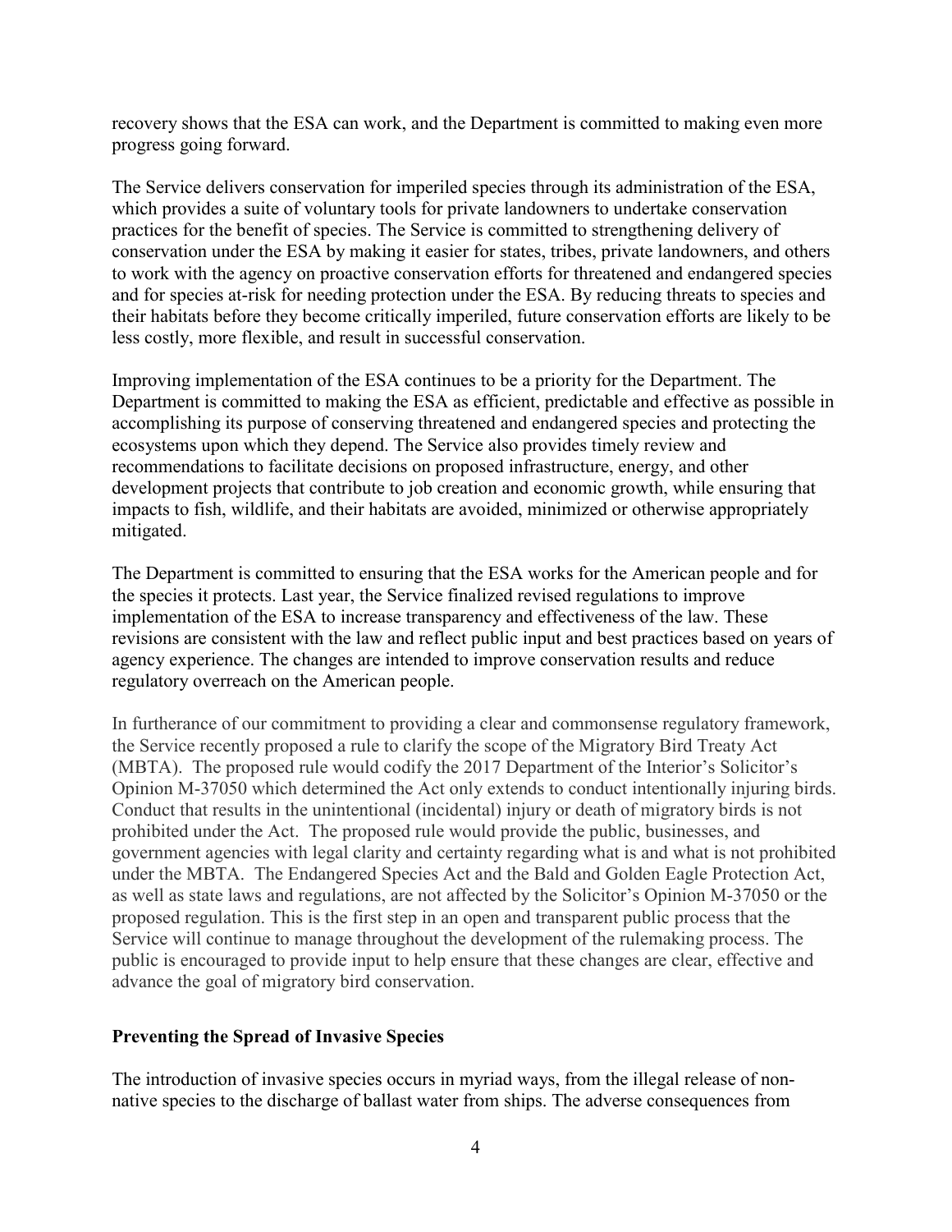recovery shows that the ESA can work, and the Department is committed to making even more progress going forward.

The Service delivers conservation for imperiled species through its administration of the ESA, which provides a suite of voluntary tools for private landowners to undertake conservation practices for the benefit of species. The Service is committed to strengthening delivery of conservation under the ESA by making it easier for states, tribes, private landowners, and others to work with the agency on proactive conservation efforts for threatened and endangered species and for species at-risk for needing protection under the ESA. By reducing threats to species and their habitats before they become critically imperiled, future conservation efforts are likely to be less costly, more flexible, and result in successful conservation.

Improving implementation of the ESA continues to be a priority for the Department. The Department is committed to making the ESA as efficient, predictable and effective as possible in accomplishing its purpose of conserving threatened and endangered species and protecting the ecosystems upon which they depend. The Service also provides timely review and recommendations to facilitate decisions on proposed infrastructure, energy, and other development projects that contribute to job creation and economic growth, while ensuring that impacts to fish, wildlife, and their habitats are avoided, minimized or otherwise appropriately mitigated.

The Department is committed to ensuring that the ESA works for the American people and for the species it protects. Last year, the Service finalized revised regulations to improve implementation of the ESA to increase transparency and effectiveness of the law. These revisions are consistent with the law and reflect public input and best practices based on years of agency experience. The changes are intended to improve conservation results and reduce regulatory overreach on the American people.

In furtherance of our commitment to providing a clear and commonsense regulatory framework, the Service recently proposed a rule to clarify the scope of the Migratory Bird Treaty Act (MBTA). The proposed rule would codify the 2017 Department of the Interior's Solicitor's Opinion M-37050 which determined the Act only extends to conduct intentionally injuring birds. Conduct that results in the unintentional (incidental) injury or death of migratory birds is not prohibited under the Act. The proposed rule would provide the public, businesses, and government agencies with legal clarity and certainty regarding what is and what is not prohibited under the MBTA. The Endangered Species Act and the Bald and Golden Eagle Protection Act, as well as state laws and regulations, are not affected by the Solicitor's Opinion M-37050 or the proposed regulation. This is the first step in an open and transparent public process that the Service will continue to manage throughout the development of the rulemaking process. The public is encouraged to provide input to help ensure that these changes are clear, effective and advance the goal of migratory bird conservation.

**Preventing the Spread of Invasive Species**

The introduction of invasive species occurs in myriad ways, from the illegal release of non-native species to the discharge of ballast water from ships. The adverse consequences from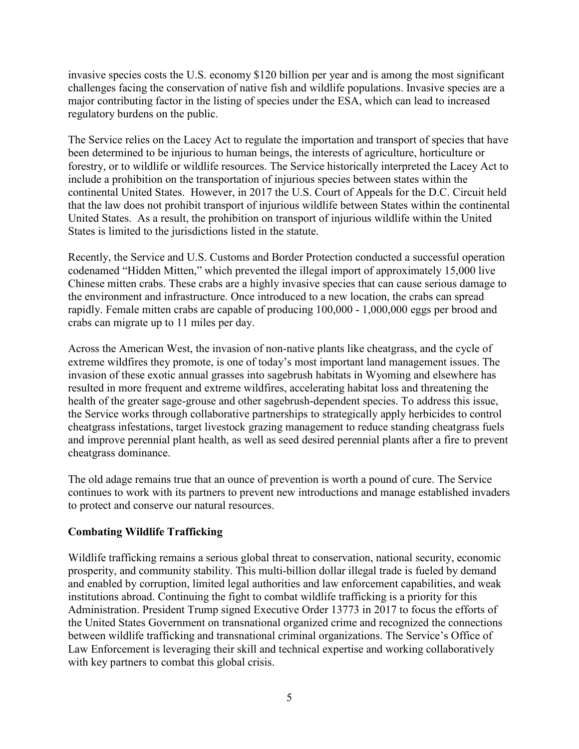invasive species costs the U.S. economy $120 billion per year and is among the most significant challenges facing the conservation of native fish and wildlife populations. Invasive species are a major contributing factor in the listing of species under the ESA, which can lead to increased regulatory burdens on the public.

The Service relies on the Lacey Act to regulate the importation and transport of species that have been determined to be injurious to human beings, the interests of agriculture, horticulture or forestry, or to wildlife or wildlife resources. The Service historically interpreted the Lacey Act to include a prohibition on the transportation of injurious species between states within the continental United States. However, in 2017 the U.S. Court of Appeals for the D.C. Circuit held that the law does not prohibit transport of injurious wildlife between States within the continental United States. As a result, the prohibition on transport of injurious wildlife within the United States is limited to the jurisdictions listed in the statute.

Recently, the Service and U.S. Customs and Border Protection conducted a successful operation codenamed "Hidden Mitten," which prevented the illegal import of approximately 15,000 live Chinese mitten crabs. These crabs are a highly invasive species that can cause serious damage to the environment and infrastructure. Once introduced to a new location, the crabs can spread rapidly. Female mitten crabs are capable of producing 100,000 - 1,000,000 eggs per brood and crabs can migrate up to 11 miles per day.

Across the American West, the invasion of non-native plants like cheatgrass, and the cycle of extreme wildfires they promote, is one of today's most important land management issues. The invasion of these exotic annual grasses into sagebrush habitats in Wyoming and elsewhere has resulted in more frequent and extreme wildfires, accelerating habitat loss and threatening the health of the greater sage-grouse and other sagebrush-dependent species. To address this issue, the Service works through collaborative partnerships to strategically apply herbicides to control cheatgrass infestations, target livestock grazing management to reduce standing cheatgrass fuels and improve perennial plant health, as well as seed desired perennial plants after a fire to prevent cheatgrass dominance.

The old adage remains true that an ounce of prevention is worth a pound of cure. The Service continues to work with its partners to prevent new introductions and manage established invaders to protect and conserve our natural resources.

## Combating Wildlife Trafficking

Wildlife trafficking remains a serious global threat to conservation, national security, economic prosperity, and community stability. This multi-billion dollar illegal trade is fueled by demand and enabled by corruption, limited legal authorities and law enforcement capabilities, and weak institutions abroad. Continuing the fight to combat wildlife trafficking is a priority for this Administration. President Trump signed Executive Order 13773 in 2017 to focus the efforts of the United States Government on transnational organized crime and recognized the connections between wildlife trafficking and transnational criminal organizations. The Service's Office of Law Enforcement is leveraging their skill and technical expertise and working collaboratively with key partners to combat this global crisis.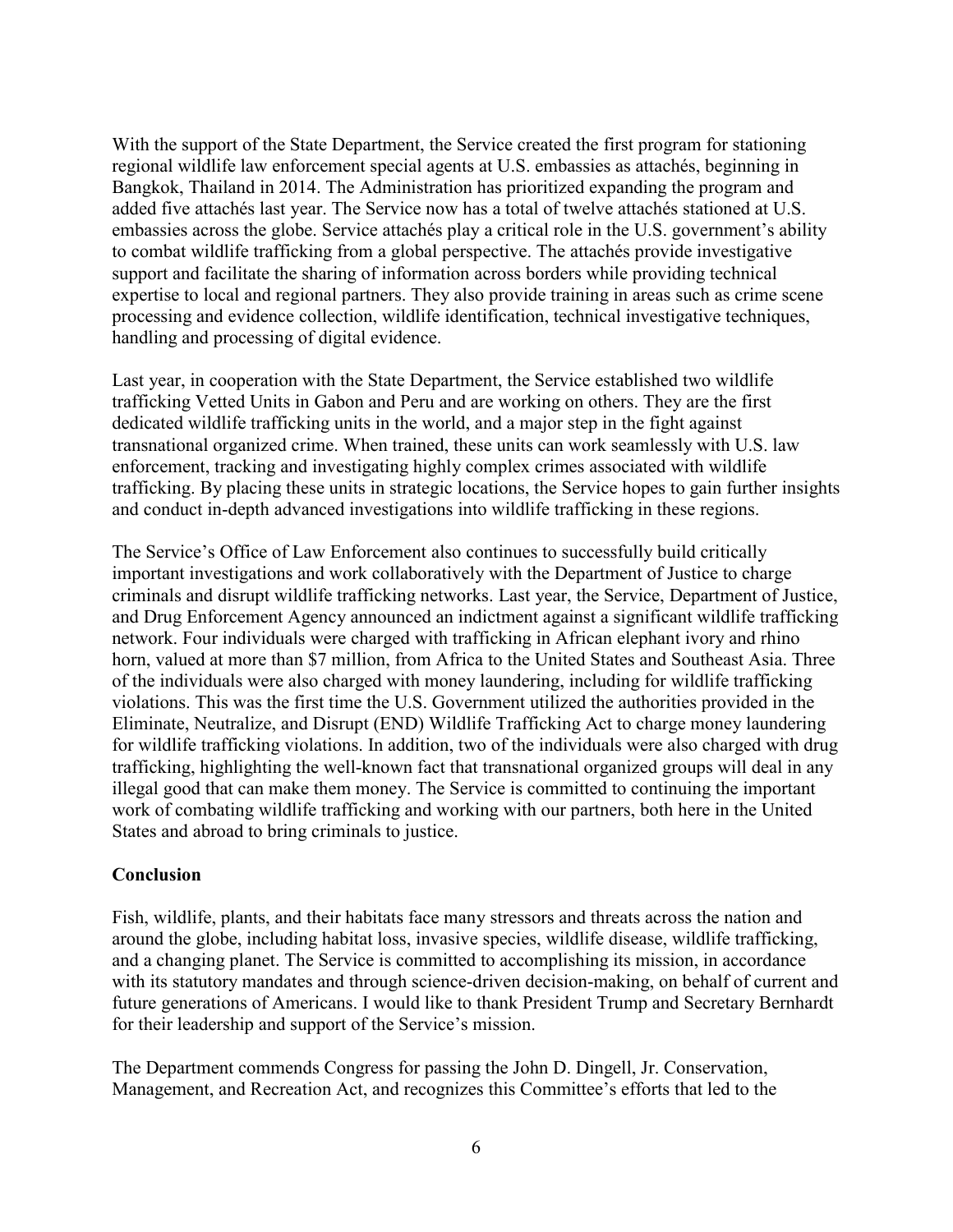With the support of the State Department, the Service created the first program for stationing regional wildlife law enforcement special agents at U.S. embassies as attachés, beginning in Bangkok, Thailand in 2014. The Administration has prioritized expanding the program and added five attachés last year. The Service now has a total of twelve attachés stationed at U.S. embassies across the globe. Service attachés play a critical role in the U.S. government's ability to combat wildlife trafficking from a global perspective. The attachés provide investigative support and facilitate the sharing of information across borders while providing technical expertise to local and regional partners. They also provide training in areas such as crime scene processing and evidence collection, wildlife identification, technical investigative techniques, handling and processing of digital evidence.

Last year, in cooperation with the State Department, the Service established two wildlife trafficking Vetted Units in Gabon and Peru and are working on others. They are the first dedicated wildlife trafficking units in the world, and a major step in the fight against transnational organized crime. When trained, these units can work seamlessly with U.S. law enforcement, tracking and investigating highly complex crimes associated with wildlife trafficking. By placing these units in strategic locations, the Service hopes to gain further insights and conduct in-depth advanced investigations into wildlife trafficking in these regions.

The Service's Office of Law Enforcement also continues to successfully build critically important investigations and work collaboratively with the Department of Justice to charge criminals and disrupt wildlife trafficking networks. Last year, the Service, Department of Justice, and Drug Enforcement Agency announced an indictment against a significant wildlife trafficking network. Four individuals were charged with trafficking in African elephant ivory and rhino horn, valued at more than $7 million, from Africa to the United States and Southeast Asia. Three of the individuals were also charged with money laundering, including for wildlife trafficking violations. This was the first time the U.S. Government utilized the authorities provided in the Eliminate, Neutralize, and Disrupt (END) Wildlife Trafficking Act to charge money laundering for wildlife trafficking violations. In addition, two of the individuals were also charged with drug trafficking, highlighting the well-known fact that transnational organized groups will deal in any illegal good that can make them money. The Service is committed to continuing the important work of combating wildlife trafficking and working with our partners, both here in the United States and abroad to bring criminals to justice.

**Conclusion**

Fish, wildlife, plants, and their habitats face many stressors and threats across the nation and around the globe, including habitat loss, invasive species, wildlife disease, wildlife trafficking, and a changing planet. The Service is committed to accomplishing its mission, in accordance with its statutory mandates and through science-driven decision-making, on behalf of current and future generations of Americans. I would like to thank President Trump and Secretary Bernhardt for their leadership and support of the Service's mission.

The Department commends Congress for passing the John D. Dingell, Jr. Conservation, Management, and Recreation Act, and recognizes this Committee's efforts that led to the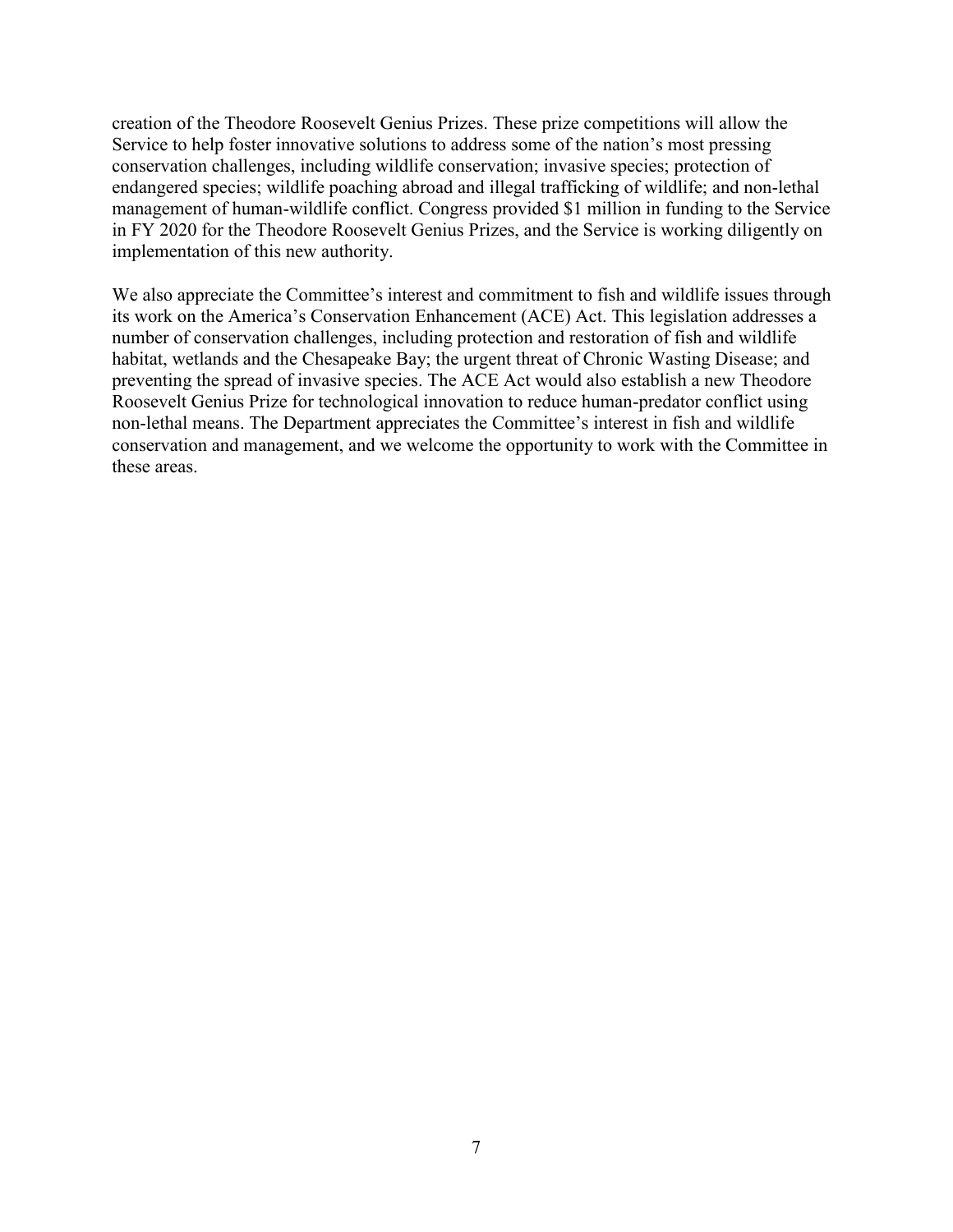creation of the Theodore Roosevelt Genius Prizes. These prize competitions will allow the Service to help foster innovative solutions to address some of the nation's most pressing conservation challenges, including wildlife conservation; invasive species; protection of endangered species; wildlife poaching abroad and illegal trafficking of wildlife; and non-lethal management of human-wildlife conflict. Congress provided $1 million in funding to the Service in FY 2020 for the Theodore Roosevelt Genius Prizes, and the Service is working diligently on implementation of this new authority.

We also appreciate the Committee's interest and commitment to fish and wildlife issues through its work on the America's Conservation Enhancement (ACE) Act. This legislation addresses a number of conservation challenges, including protection and restoration of fish and wildlife habitat, wetlands and the Chesapeake Bay; the urgent threat of Chronic Wasting Disease; and preventing the spread of invasive species. The ACE Act would also establish a new Theodore Roosevelt Genius Prize for technological innovation to reduce human-predator conflict using non-lethal means. The Department appreciates the Committee's interest in fish and wildlife conservation and management, and we welcome the opportunity to work with the Committee in these areas.